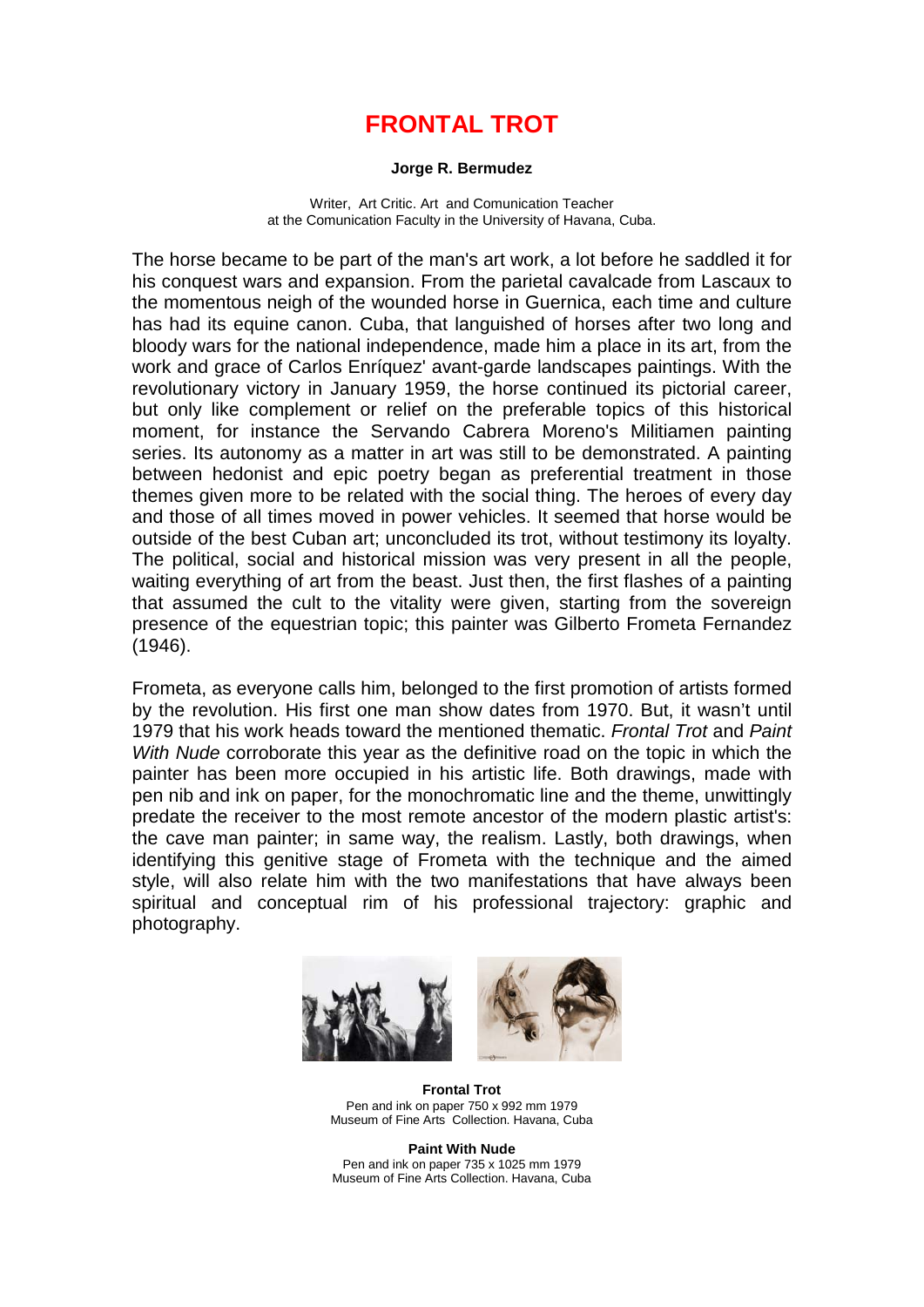# FRONTAL TROT

**Jorge R. Bermudez**

Writer, Art Critic. Art and Comunication Teacher
at the Comunication Faculty in the University of Havana, Cuba.

The horse became to be part of the man's art work, a lot before he saddled it for his conquest wars and expansion. From the parietal cavalcade from Lascaux to the momentous neigh of the wounded horse in Guernica, each time and culture has had its equine canon. Cuba, that languished of horses after two long and bloody wars for the national independence, made him a place in its art, from the work and grace of Carlos Enríquez' avant-garde landscapes paintings. With the revolutionary victory in January 1959, the horse continued its pictorial career, but only like complement or relief on the preferable topics of this historical moment, for instance the Servando Cabrera Moreno's Militiamen painting series. Its autonomy as a matter in art was still to be demonstrated. A painting between hedonist and epic poetry began as preferential treatment in those themes given more to be related with the social thing. The heroes of every day and those of all times moved in power vehicles. It seemed that horse would be outside of the best Cuban art; unconcluded its trot, without testimony its loyalty. The political, social and historical mission was very present in all the people, waiting everything of art from the beast. Just then, the first flashes of a painting that assumed the cult to the vitality were given, starting from the sovereign presence of the equestrian topic; this painter was Gilberto Frometa Fernandez (1946).

Frometa, as everyone calls him, belonged to the first promotion of artists formed by the revolution. His first one man show dates from 1970. But, it wasn't until 1979 that his work heads toward the mentioned thematic. *Frontal Trot* and *Paint With Nude* corroborate this year as the definitive road on the topic in which the painter has been more occupied in his artistic life. Both drawings, made with pen nib and ink on paper, for the monochromatic line and the theme, unwittingly predate the receiver to the most remote ancestor of the modern plastic artist's: the cave man painter; in same way, the realism. Lastly, both drawings, when identifying this genitive stage of Frometa with the technique and the aimed style, will also relate him with the two manifestations that have always been spiritual and conceptual rim of his professional trajectory: graphic and photography.

**Frontal Trot**
Pen and ink on paper 750 x 992 mm 1979
Museum of Fine Arts Collection. Havana, Cuba

**Paint With Nude**
Pen and ink on paper 735 x 1025 mm 1979
Museum of Fine Arts Collection. Havana, Cuba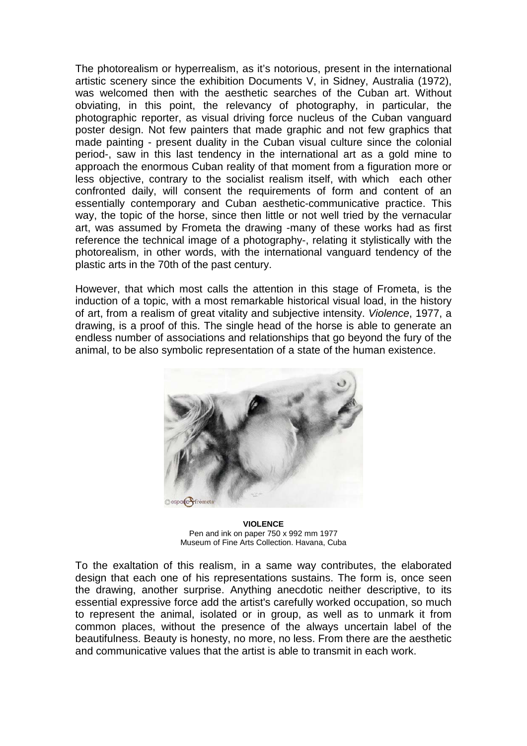The photorealism or hyperrealism, as it's notorious, present in the international artistic scenery since the exhibition Documents V, in Sidney, Australia (1972), was welcomed then with the aesthetic searches of the Cuban art. Without obviating, in this point, the relevancy of photography, in particular, the photographic reporter, as visual driving force nucleus of the Cuban vanguard poster design. Not few painters that made graphic and not few graphics that made painting - present duality in the Cuban visual culture since the colonial period-, saw in this last tendency in the international art as a gold mine to approach the enormous Cuban reality of that moment from a figuration more or less objective, contrary to the socialist realism itself, with which each other confronted daily, will consent the requirements of form and content of an essentially contemporary and Cuban aesthetic-communicative practice. This way, the topic of the horse, since then little or not well tried by the vernacular art, was assumed by Frometa the drawing -many of these works had as first reference the technical image of a photography-, relating it stylistically with the photorealism, in other words, with the international vanguard tendency of the plastic arts in the 70th of the past century.

However, that which most calls the attention in this stage of Frometa, is the induction of a topic, with a most remarkable historical visual load, in the history of art, from a realism of great vitality and subjective intensity. *Violence*, 1977, a drawing, is a proof of this. The single head of the horse is able to generate an endless number of associations and relationships that go beyond the fury of the animal, to be also symbolic representation of a state of the human existence.

**VIOLENCE**
Pen and ink on paper 750 x 992 mm 1977
Museum of Fine Arts Collection. Havana, Cuba

To the exaltation of this realism, in a same way contributes, the elaborated design that each one of his representations sustains. The form is, once seen the drawing, another surprise. Anything anecdotic neither descriptive, to its essential expressive force add the artist's carefully worked occupation, so much to represent the animal, isolated or in group, as well as to unmark it from common places, without the presence of the always uncertain label of the beautifulness. Beauty is honesty, no more, no less. From there are the aesthetic and communicative values that the artist is able to transmit in each work.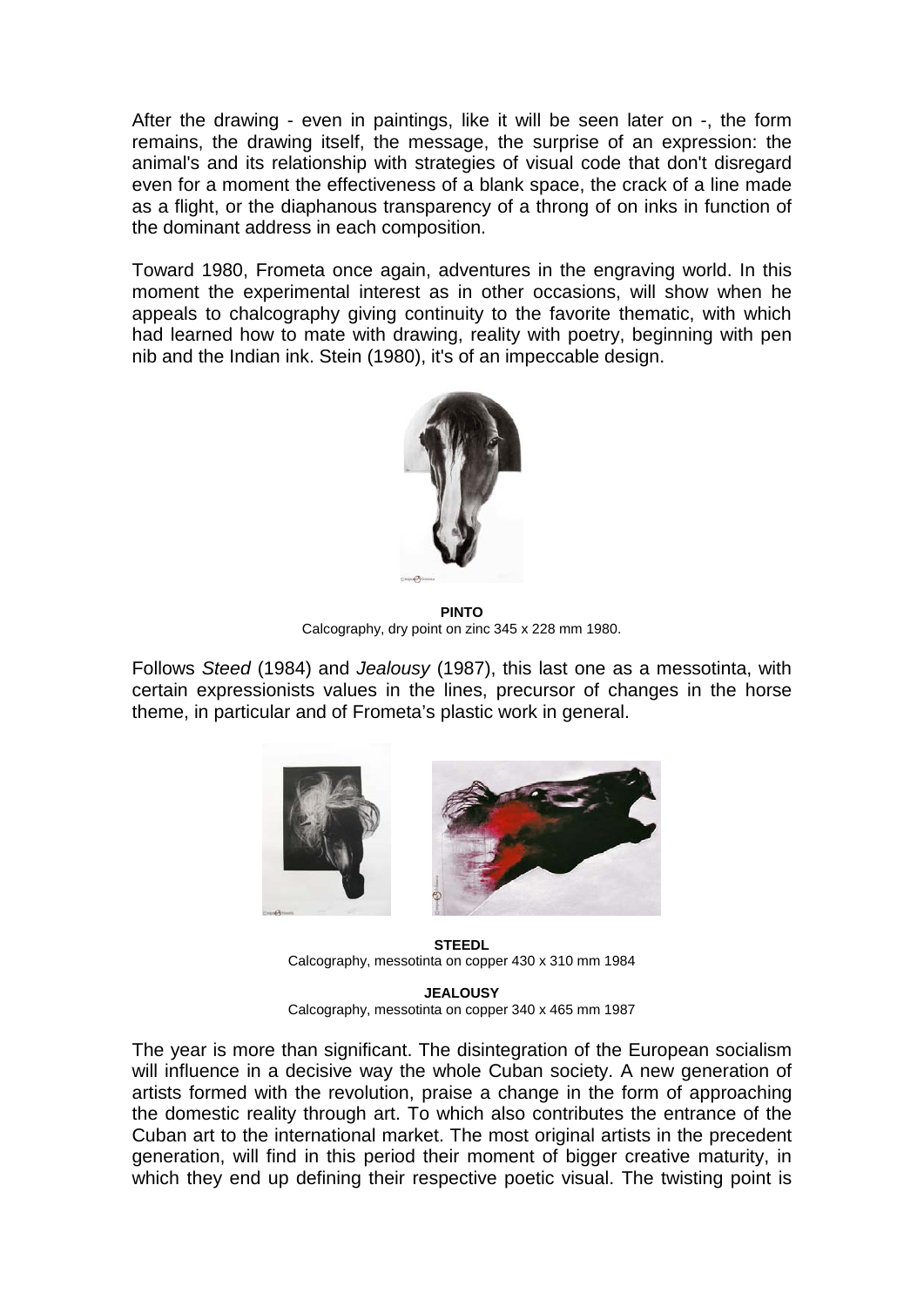After the drawing - even in paintings, like it will be seen later on -, the form remains, the drawing itself, the message, the surprise of an expression: the animal's and its relationship with strategies of visual code that don't disregard even for a moment the effectiveness of a blank space, the crack of a line made as a flight, or the diaphanous transparency of a throng of on inks in function of the dominant address in each composition.

Toward 1980, Frometa once again, adventures in the engraving world. In this moment the experimental interest as in other occasions, will show when he appeals to chalcography giving continuity to the favorite thematic, with which had learned how to mate with drawing, reality with poetry, beginning with pen nib and the Indian ink. Stein (1980), it's of an impeccable design.

**PINTO**
Calcography, dry point on zinc 345 x 228 mm 1980.

Follows *Steed* (1984) and *Jealousy* (1987), this last one as a messotinta, with certain expressionists values in the lines, precursor of changes in the horse theme, in particular and of Frometa's plastic work in general.

**STEEDL**
Calcography, messotinta on copper 430 x 310 mm 1984

**JEALOUSY**
Calcography, messotinta on copper 340 x 465 mm 1987

The year is more than significant. The disintegration of the European socialism will influence in a decisive way the whole Cuban society. A new generation of artists formed with the revolution, praise a change in the form of approaching the domestic reality through art. To which also contributes the entrance of the Cuban art to the international market. The most original artists in the precedent generation, will find in this period their moment of bigger creative maturity, in which they end up defining their respective poetic visual. The twisting point is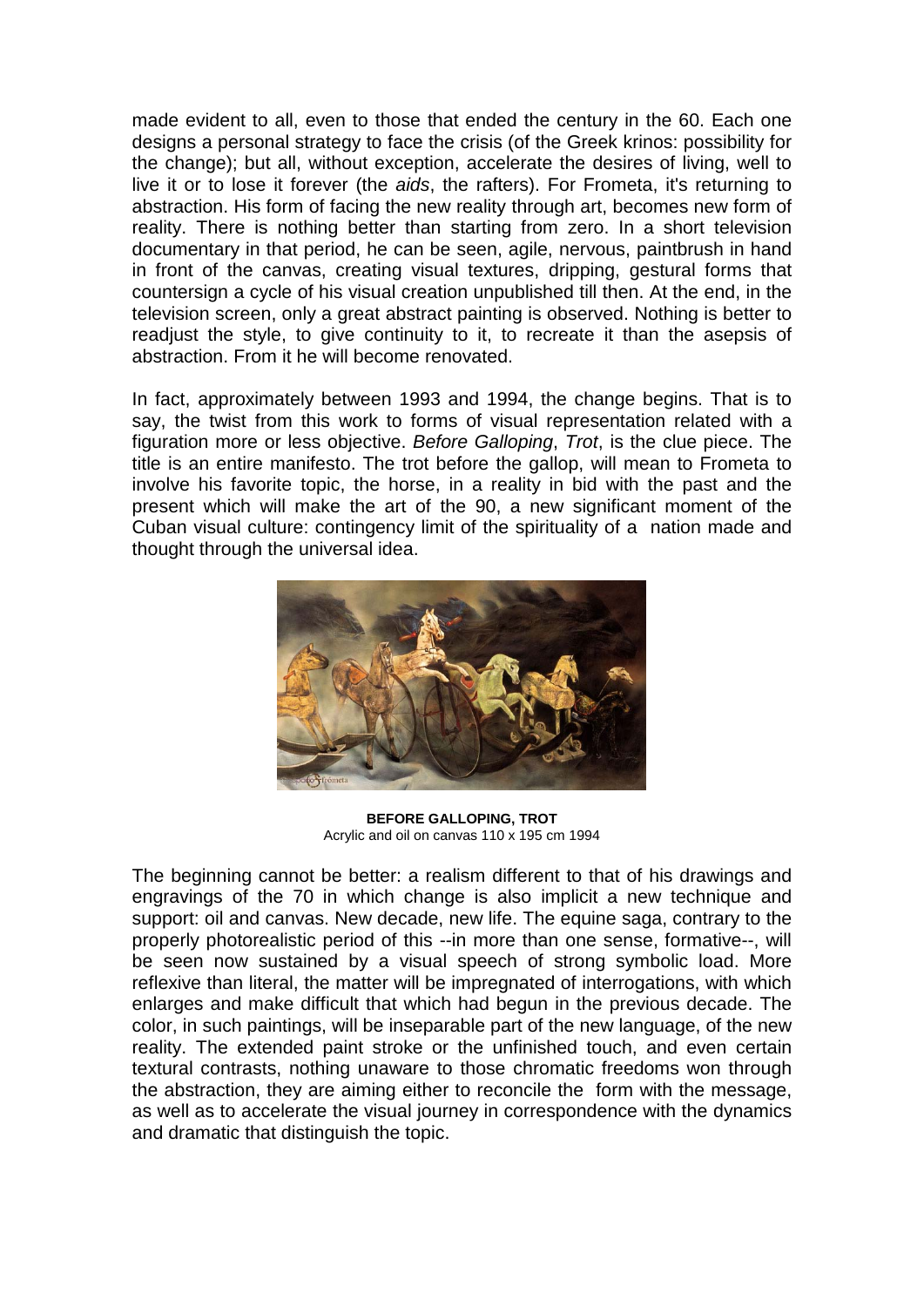made evident to all, even to those that ended the century in the 60. Each one designs a personal strategy to face the crisis (of the Greek krinos: possibility for the change); but all, without exception, accelerate the desires of living, well to live it or to lose it forever (the *aids*, the rafters). For Frometa, it's returning to abstraction. His form of facing the new reality through art, becomes new form of reality. There is nothing better than starting from zero. In a short television documentary in that period, he can be seen, agile, nervous, paintbrush in hand in front of the canvas, creating visual textures, dripping, gestural forms that countersign a cycle of his visual creation unpublished till then. At the end, in the television screen, only a great abstract painting is observed. Nothing is better to readjust the style, to give continuity to it, to recreate it than the asepsis of abstraction. From it he will become renovated.

In fact, approximately between 1993 and 1994, the change begins. That is to say, the twist from this work to forms of visual representation related with a figuration more or less objective. *Before Galloping*, *Trot*, is the clue piece. The title is an entire manifesto. The trot before the gallop, will mean to Frometa to involve his favorite topic, the horse, in a reality in bid with the past and the present which will make the art of the 90, a new significant moment of the Cuban visual culture: contingency limit of the spirituality of a nation made and thought through the universal idea.

**BEFORE GALLOPING, TROT**
Acrylic and oil on canvas 110 x 195 cm 1994

The beginning cannot be better: a realism different to that of his drawings and engravings of the 70 in which change is also implicit a new technique and support: oil and canvas. New decade, new life. The equine saga, contrary to the properly photorealistic period of this --in more than one sense, formative--, will be seen now sustained by a visual speech of strong symbolic load. More reflexive than literal, the matter will be impregnated of interrogations, with which enlarges and make difficult that which had begun in the previous decade. The color, in such paintings, will be inseparable part of the new language, of the new reality. The extended paint stroke or the unfinished touch, and even certain textural contrasts, nothing unaware to those chromatic freedoms won through the abstraction, they are aiming either to reconcile the form with the message, as well as to accelerate the visual journey in correspondence with the dynamics and dramatic that distinguish the topic.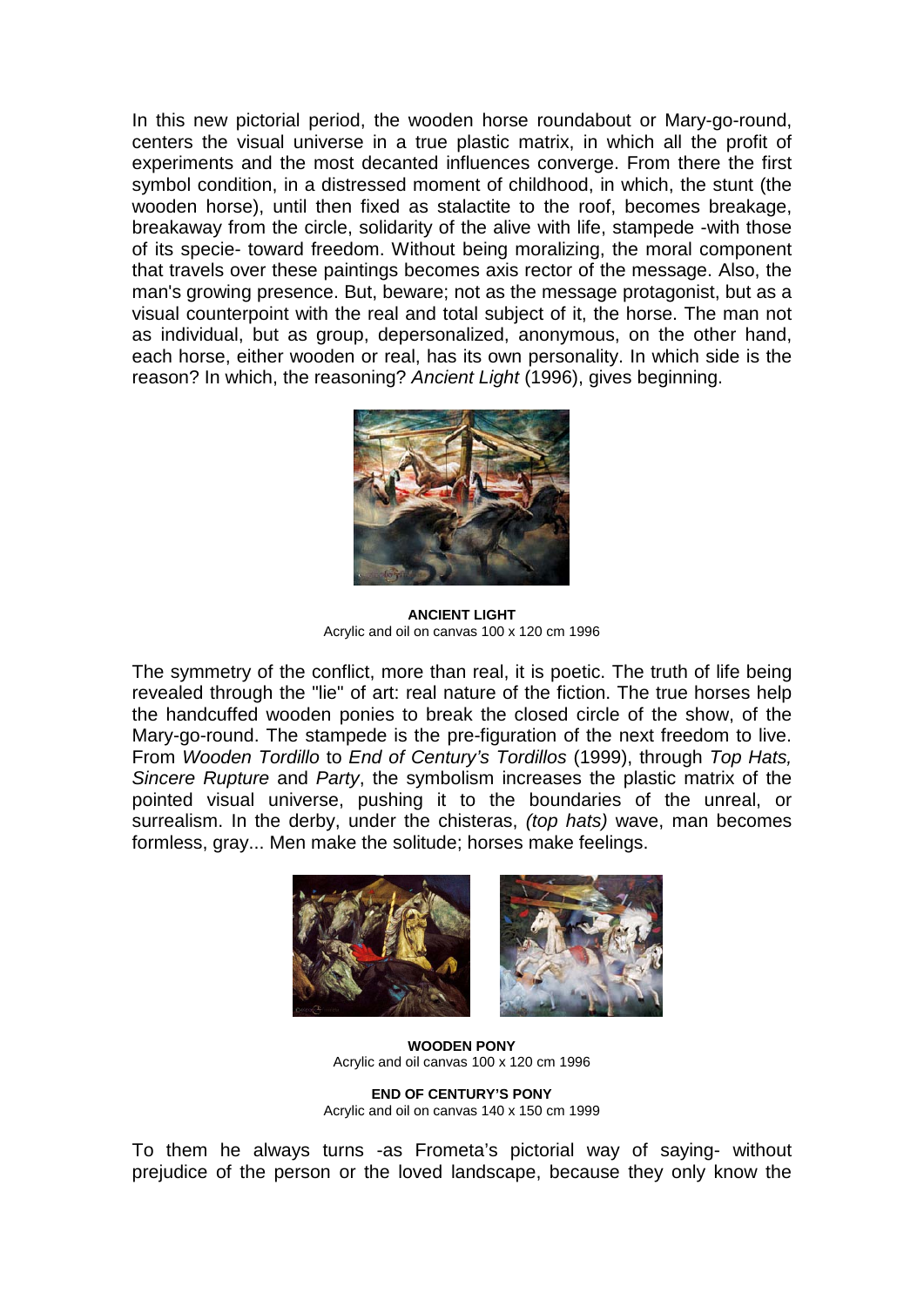In this new pictorial period, the wooden horse roundabout or Mary-go-round, centers the visual universe in a true plastic matrix, in which all the profit of experiments and the most decanted influences converge. From there the first symbol condition, in a distressed moment of childhood, in which, the stunt (the wooden horse), until then fixed as stalactite to the roof, becomes breakage, breakaway from the circle, solidarity of the alive with life, stampede -with those of its specie- toward freedom. Without being moralizing, the moral component that travels over these paintings becomes axis rector of the message. Also, the man's growing presence. But, beware; not as the message protagonist, but as a visual counterpoint with the real and total subject of it, the horse. The man not as individual, but as group, depersonalized, anonymous, on the other hand, each horse, either wooden or real, has its own personality. In which side is the reason? In which, the reasoning? *Ancient Light* (1996), gives beginning.

**ANCIENT LIGHT**
Acrylic and oil on canvas 100 x 120 cm 1996

The symmetry of the conflict, more than real, it is poetic. The truth of life being revealed through the "lie" of art: real nature of the fiction. The true horses help the handcuffed wooden ponies to break the closed circle of the show, of the Mary-go-round. The stampede is the pre-figuration of the next freedom to live. From *Wooden Tordillo* to *End of Century's Tordillos* (1999), through *Top Hats, Sincere Rupture* and *Party*, the symbolism increases the plastic matrix of the pointed visual universe, pushing it to the boundaries of the unreal, or surrealism. In the derby, under the chisteras, *(top hats)* wave, man becomes formless, gray... Men make the solitude; horses make feelings.

**WOODEN PONY**
Acrylic and oil canvas 100 x 120 cm 1996

**END OF CENTURY'S PONY**
Acrylic and oil on canvas 140 x 150 cm 1999

To them he always turns -as Frometa's pictorial way of saying- without prejudice of the person or the loved landscape, because they only know the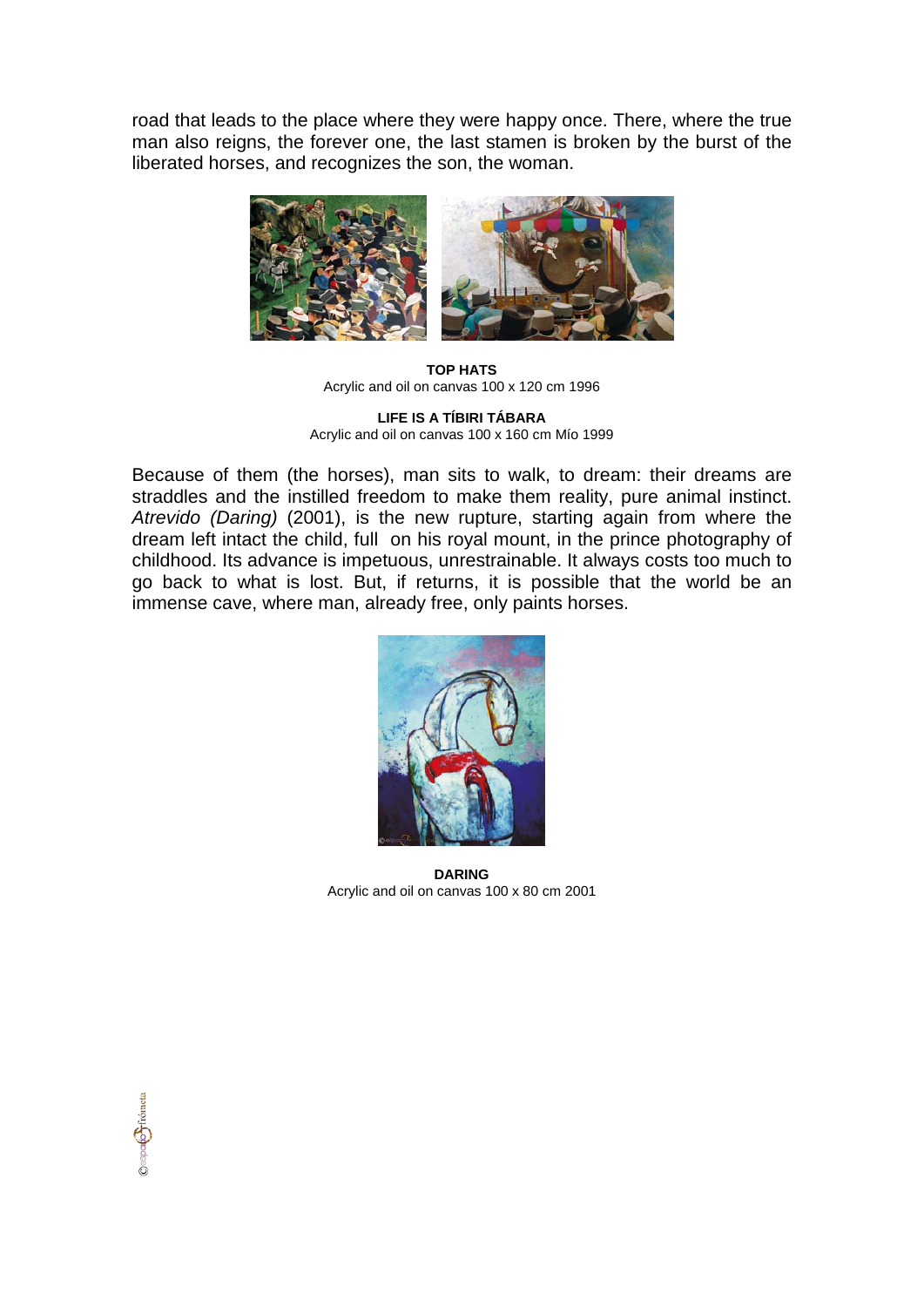road that leads to the place where they were happy once. There, where the true man also reigns, the forever one, the last stamen is broken by the burst of the liberated horses, and recognizes the son, the woman.

**TOP HATS**
Acrylic and oil on canvas 100 x 120 cm 1996

**LIFE IS A TÍBIRI TÁBARA**
Acrylic and oil on canvas 100 x 160 cm Mío 1999

Because of them (the horses), man sits to walk, to dream: their dreams are straddles and the instilled freedom to make them reality, pure animal instinct. *Atrevido (Daring)* (2001), is the new rupture, starting again from where the dream left intact the child, full on his royal mount, in the prince photography of childhood. Its advance is impetuous, unrestrainable. It always costs too much to go back to what is lost. But, if returns, it is possible that the world be an immense cave, where man, already free, only paints horses.

**DARING**
Acrylic and oil on canvas 100 x 80 cm 2001